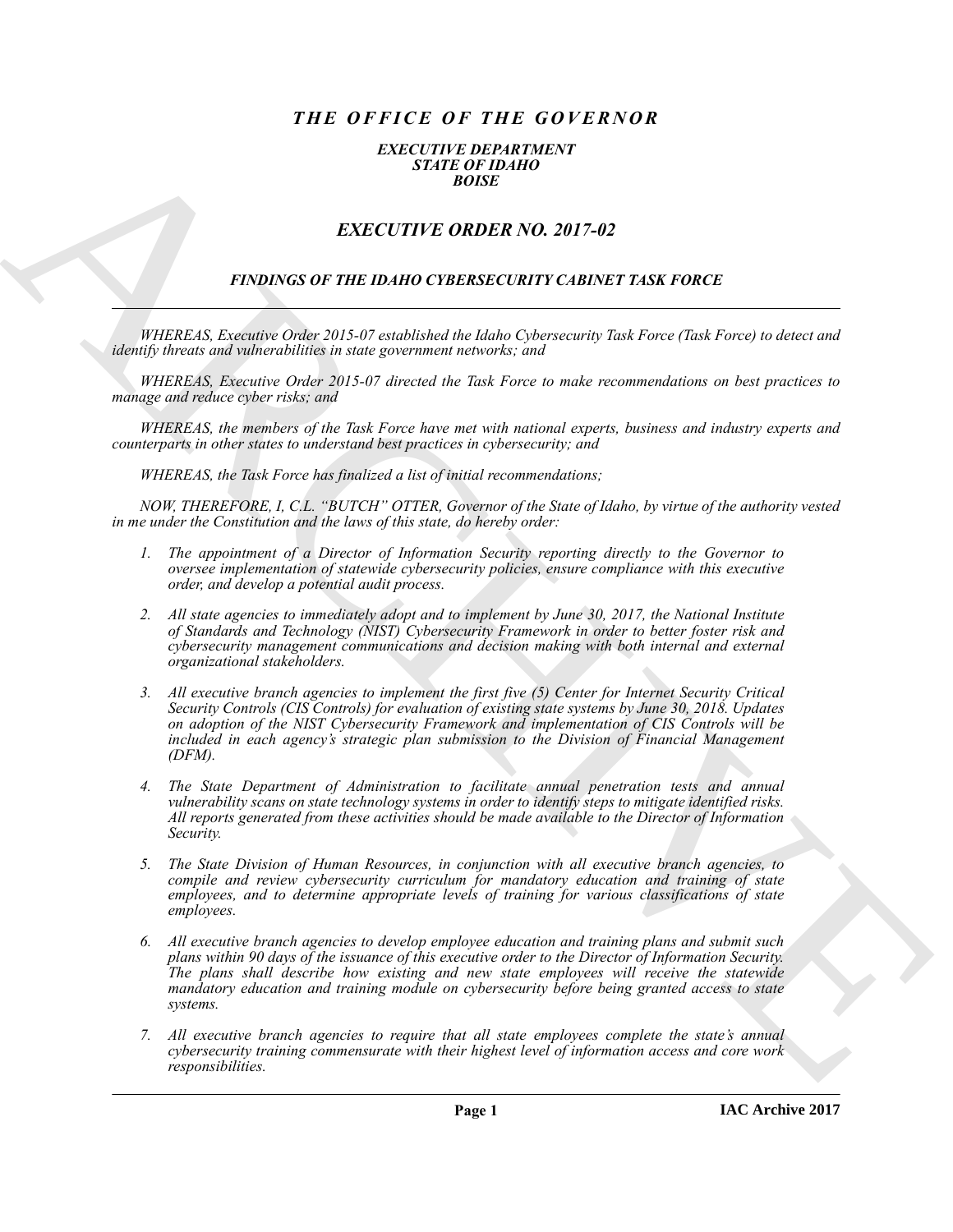# *THE OFFICE OF THE GOVERNOR*

### *EXECUTIVE DEPARTMENT*
### *STATE OF IDAHO*
### *BOISE*

## *EXECUTIVE ORDER NO. 2017-02*

### *FINDINGS OF THE IDAHO CYBERSECURITY CABINET TASK FORCE*

---

*WHEREAS, Executive Order 2015-07 established the Idaho Cybersecurity Task Force (Task Force) to detect and identify threats and vulnerabilities in state government networks; and*

*WHEREAS, Executive Order 2015-07 directed the Task Force to make recommendations on best practices to manage and reduce cyber risks; and*

*WHEREAS, the members of the Task Force have met with national experts, business and industry experts and counterparts in other states to understand best practices in cybersecurity; and*

*WHEREAS, the Task Force has finalized a list of initial recommendations;*

*NOW, THEREFORE, I, C.L. "BUTCH" OTTER, Governor of the State of Idaho, by virtue of the authority vested in me under the Constitution and the laws of this state, do hereby order:*

1. *The appointment of a Director of Information Security reporting directly to the Governor to oversee implementation of statewide cybersecurity policies, ensure compliance with this executive order, and develop a potential audit process.*

2. *All state agencies to immediately adopt and to implement by June 30, 2017, the National Institute of Standards and Technology (NIST) Cybersecurity Framework in order to better foster risk and cybersecurity management communications and decision making with both internal and external organizational stakeholders.*

3. *All executive branch agencies to implement the first five (5) Center for Internet Security Critical Security Controls (CIS Controls) for evaluation of existing state systems by June 30, 2018. Updates on adoption of the NIST Cybersecurity Framework and implementation of CIS Controls will be included in each agency's strategic plan submission to the Division of Financial Management (DFM).*

4. *The State Department of Administration to facilitate annual penetration tests and annual vulnerability scans on state technology systems in order to identify steps to mitigate identified risks. All reports generated from these activities should be made available to the Director of Information Security.*

5. *The State Division of Human Resources, in conjunction with all executive branch agencies, to compile and review cybersecurity curriculum for mandatory education and training of state employees, and to determine appropriate levels of training for various classifications of state employees.*

6. *All executive branch agencies to develop employee education and training plans and submit such plans within 90 days of the issuance of this executive order to the Director of Information Security. The plans shall describe how existing and new state employees will receive the statewide mandatory education and training module on cybersecurity before being granted access to state systems.*

7. *All executive branch agencies to require that all state employees complete the state's annual cybersecurity training commensurate with their highest level of information access and core work responsibilities.*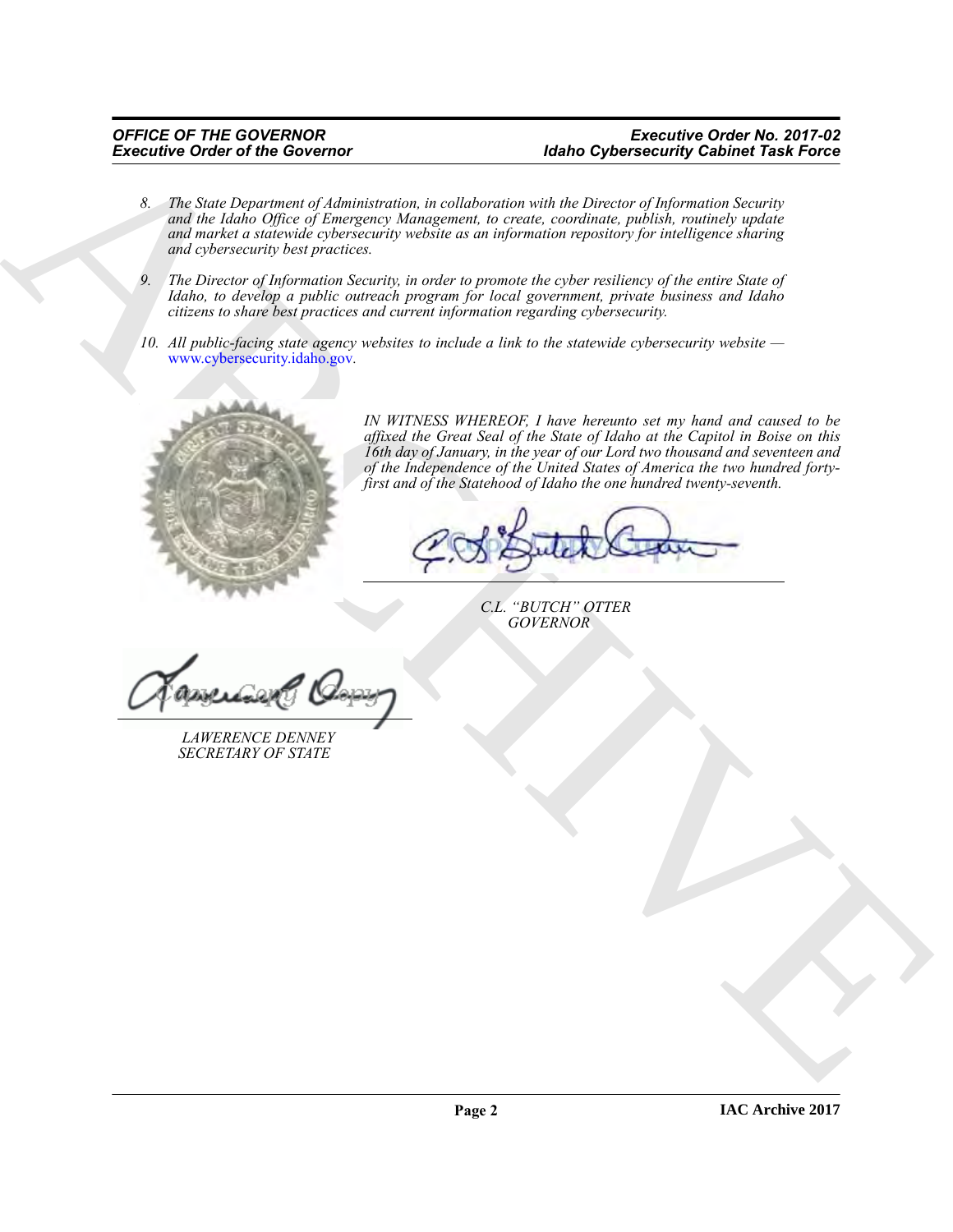8. *The State Department of Administration, in collaboration with the Director of Information Security and the Idaho Office of Emergency Management, to create, coordinate, publish, routinely update and market a statewide cybersecurity website as an information repository for intelligence sharing and cybersecurity best practices.*

9. *The Director of Information Security, in order to promote the cyber resiliency of the entire State of Idaho, to develop a public outreach program for local government, private business and Idaho citizens to share best practices and current information regarding cybersecurity.*

10. *All public-facing state agency websites to include a link to the statewide cybersecurity website —* www.cybersecurity.idaho.gov.

*IN WITNESS WHEREOF, I have hereunto set my hand and caused to be affixed the Great Seal of the State of Idaho at the Capitol in Boise on this 16th day of January, in the year of our Lord two thousand and seventeen and of the Independence of the United States of America the two hundred forty-first and of the Statehood of Idaho the one hundred twenty-seventh.*

*C.L. "BUTCH" OTTER*
*GOVERNOR*

*LAWERENCE DENNEY*
*SECRETARY OF STATE*